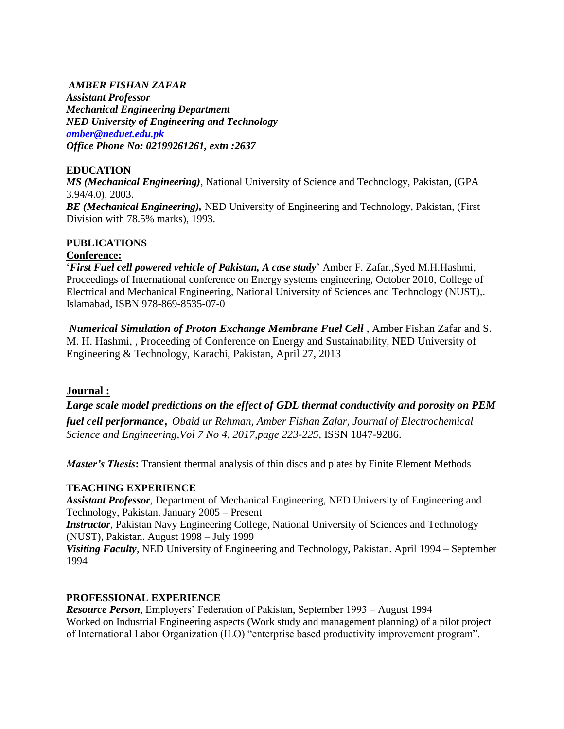***AMBER FISHAN ZAFAR***
***Assistant Professor***
***Mechanical Engineering Department***
***NED University of Engineering and Technology***
***[amber@neduet.edu.pk](mailto:amber@neduet.edu.pk)***
***Office Phone No: 02199261261, extn :2637***

## EDUCATION

***MS (Mechanical Engineering)***, National University of Science and Technology, Pakistan, (GPA 3.94/4.0), 2003.
***BE (Mechanical Engineering),*** NED University of Engineering and Technology, Pakistan, (First Division with 78.5% marks), 1993.

## PUBLICATIONS

**Conference:**

'***First Fuel cell powered vehicle of Pakistan, A case study***' Amber F. Zafar.,Syed M.H.Hashmi, Proceedings of International conference on Energy systems engineering, October 2010, College of Electrical and Mechanical Engineering, National University of Sciences and Technology (NUST),. Islamabad, ISBN 978-869-8535-07-0

***Numerical Simulation of Proton Exchange Membrane Fuel Cell*** , Amber Fishan Zafar and S. M. H. Hashmi, , Proceeding of Conference on Energy and Sustainability, NED University of Engineering & Technology, Karachi, Pakistan, April 27, 2013

**Journal :**

***Large scale model predictions on the effect of GDL thermal conductivity and porosity on PEM fuel cell performance***, *Obaid ur Rehman, Amber Fishan Zafar, Journal of Electrochemical Science and Engineering,Vol 7 No 4, 2017,page 223-225,* ISSN 1847-9286.

***Master's Thesis*:** Transient thermal analysis of thin discs and plates by Finite Element Methods

## TEACHING EXPERIENCE

***Assistant Professor***, Department of Mechanical Engineering, NED University of Engineering and Technology, Pakistan. January 2005 – Present
***Instructor***, Pakistan Navy Engineering College, National University of Sciences and Technology (NUST), Pakistan. August 1998 – July 1999
***Visiting Faculty***, NED University of Engineering and Technology, Pakistan. April 1994 – September 1994

## PROFESSIONAL EXPERIENCE

***Resource Person***, Employers' Federation of Pakistan, September 1993 – August 1994
Worked on Industrial Engineering aspects (Work study and management planning) of a pilot project of International Labor Organization (ILO) "enterprise based productivity improvement program".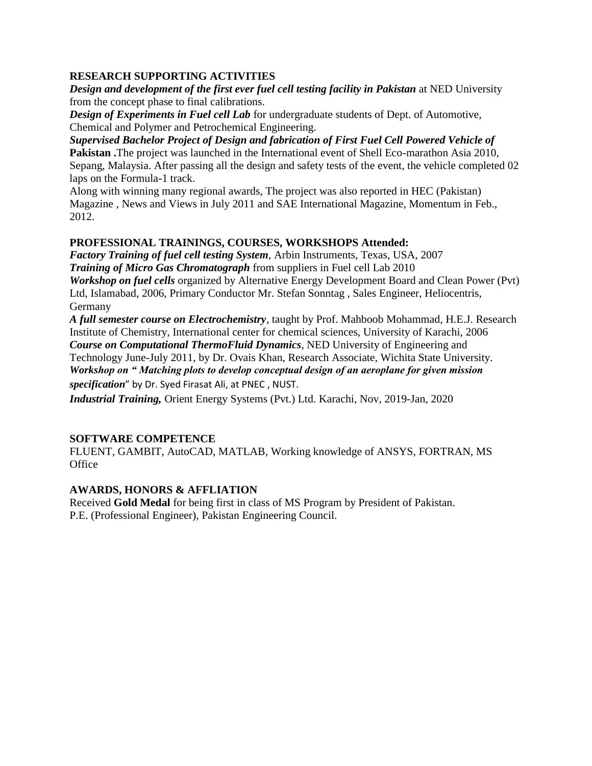## RESEARCH SUPPORTING ACTIVITIES

***Design and development of the first ever fuel cell testing facility in Pakistan*** at NED University from the concept phase to final calibrations.

***Design of Experiments in Fuel cell Lab*** for undergraduate students of Dept. of Automotive, Chemical and Polymer and Petrochemical Engineering.

***Supervised Bachelor Project of Design and fabrication of First Fuel Cell Powered Vehicle of*** **Pakistan .**The project was launched in the International event of Shell Eco-marathon Asia 2010, Sepang, Malaysia. After passing all the design and safety tests of the event, the vehicle completed 02 laps on the Formula-1 track.

Along with winning many regional awards, The project was also reported in HEC (Pakistan) Magazine , News and Views in July 2011 and SAE International Magazine, Momentum in Feb., 2012.

## PROFESSIONAL TRAININGS, COURSES, WORKSHOPS Attended:

***Factory Training of fuel cell testing System***, Arbin Instruments, Texas, USA, 2007

***Training of Micro Gas Chromatograph*** from suppliers in Fuel cell Lab 2010

***Workshop on fuel cells*** organized by Alternative Energy Development Board and Clean Power (Pvt) Ltd, Islamabad, 2006, Primary Conductor Mr. Stefan Sonntag , Sales Engineer, Heliocentris, Germany

***A full semester course on Electrochemistry***, taught by Prof. Mahboob Mohammad, H.E.J. Research Institute of Chemistry, International center for chemical sciences, University of Karachi, 2006

***Course on Computational ThermoFluid Dynamics***, NED University of Engineering and Technology June-July 2011, by Dr. Ovais Khan, Research Associate, Wichita State University.

***Workshop on " Matching plots to develop conceptual design of an aeroplane for given mission specification***" by Dr. Syed Firasat Ali, at PNEC , NUST.

***Industrial Training,*** Orient Energy Systems (Pvt.) Ltd. Karachi, Nov, 2019-Jan, 2020

## SOFTWARE COMPETENCE

FLUENT, GAMBIT, AutoCAD, MATLAB, Working knowledge of ANSYS, FORTRAN, MS Office

## AWARDS, HONORS & AFFLIATION

Received **Gold Medal** for being first in class of MS Program by President of Pakistan.

P.E. (Professional Engineer), Pakistan Engineering Council.